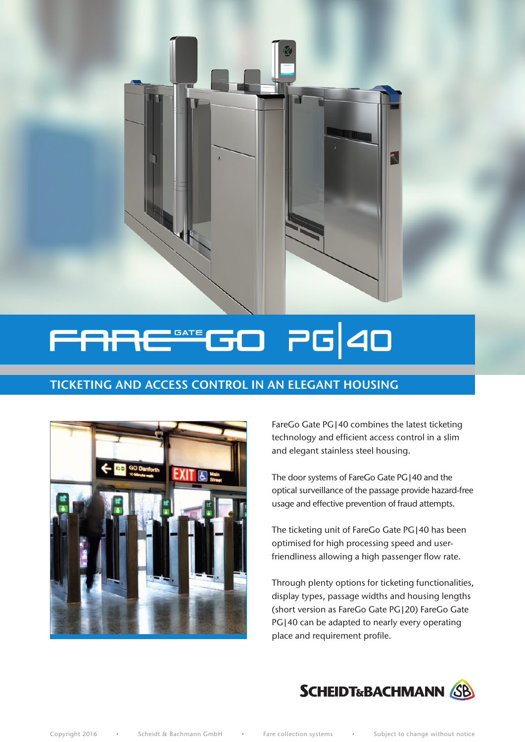# FARE GATE GO PG|40

## TICKETING AND ACCESS CONTROL IN AN ELEGANT HOUSING

FareGo Gate PG|40 combines the latest ticketing technology and efficient access control in a slim and elegant stainless steel housing.

The door systems of FareGo Gate PG|40 and the optical surveillance of the passage provide hazard-free usage and effective prevention of fraud attempts.

The ticketing unit of FareGo Gate PG|40 has been optimised for high processing speed and user-friendliness allowing a high passenger flow rate.

Through plenty options for ticketing functionalities, display types, passage widths and housing lengths (short version as FareGo Gate PG|20) FareGo Gate PG|40 can be adapted to nearly every operating place and requirement profile.

SCHEIDT&BACHMANN

Copyright 2016 • Scheidt & Bachmann GmbH • Fare collection systems • Subject to change without notice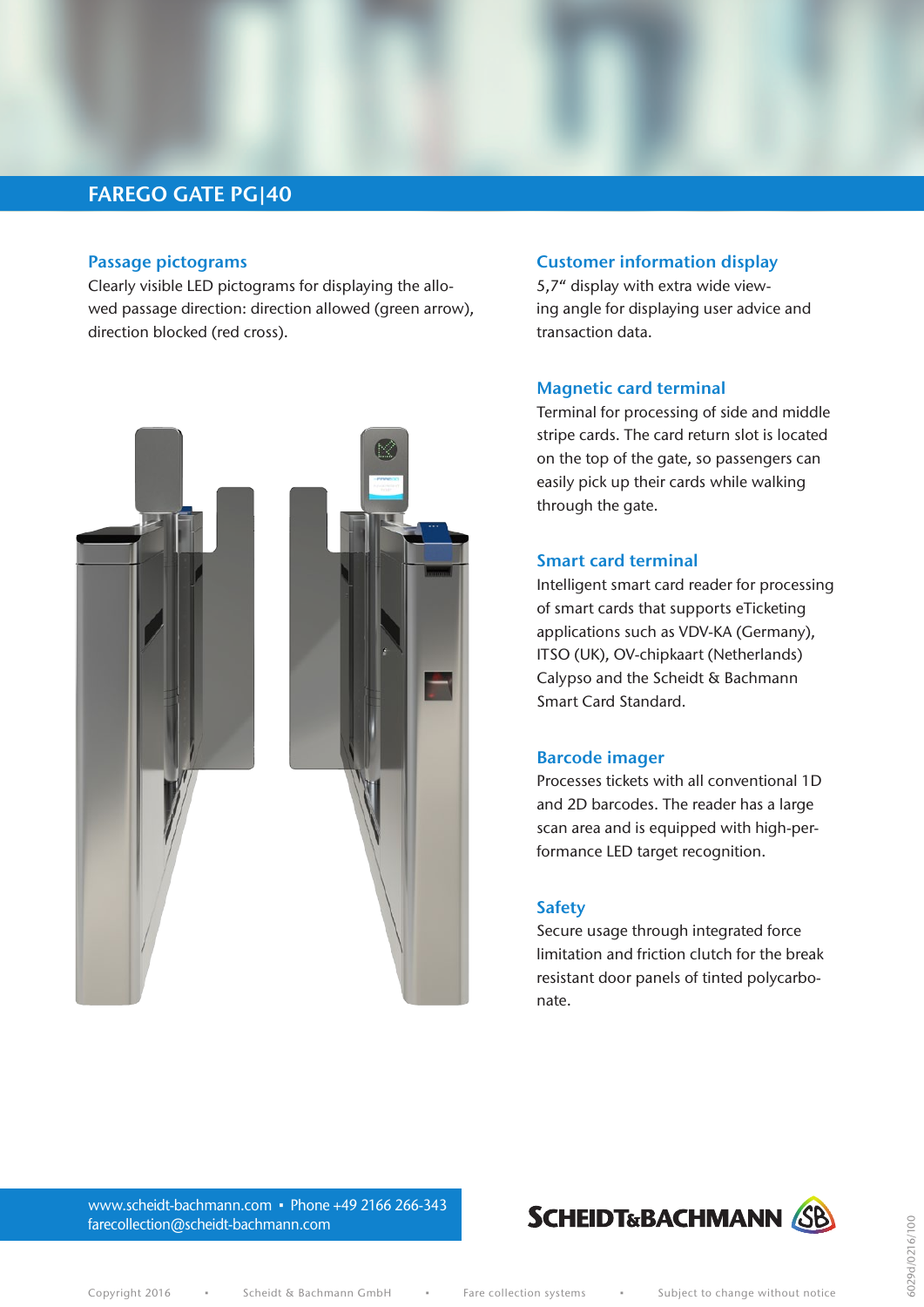## FAREGO GATE PG|40

### Passage pictograms

Clearly visible LED pictograms for displaying the allowed passage direction: direction allowed (green arrow), direction blocked (red cross).

### Customer information display

5,7" display with extra wide viewing angle for displaying user advice and transaction data.

### Magnetic card terminal

Terminal for processing of side and middle stripe cards. The card return slot is located on the top of the gate, so passengers can easily pick up their cards while walking through the gate.

### Smart card terminal

Intelligent smart card reader for processing of smart cards that supports eTicketing applications such as VDV-KA (Germany), ITSO (UK), OV-chipkaart (Netherlands) Calypso and the Scheidt & Bachmann Smart Card Standard.

### Barcode imager

Processes tickets with all conventional 1D and 2D barcodes. The reader has a large scan area and is equipped with high-performance LED target recognition.

### Safety

Secure usage through integrated force limitation and friction clutch for the break resistant door panels of tinted polycarbonate.

www.scheidt-bachmann.com • Phone +49 2166 266-343
farecollection@scheidt-bachmann.com

SCHEIDT&BACHMANN

Copyright 2016 • Scheidt & Bachmann GmbH • Fare collection systems • Subject to change without notice

6029d/0216/100